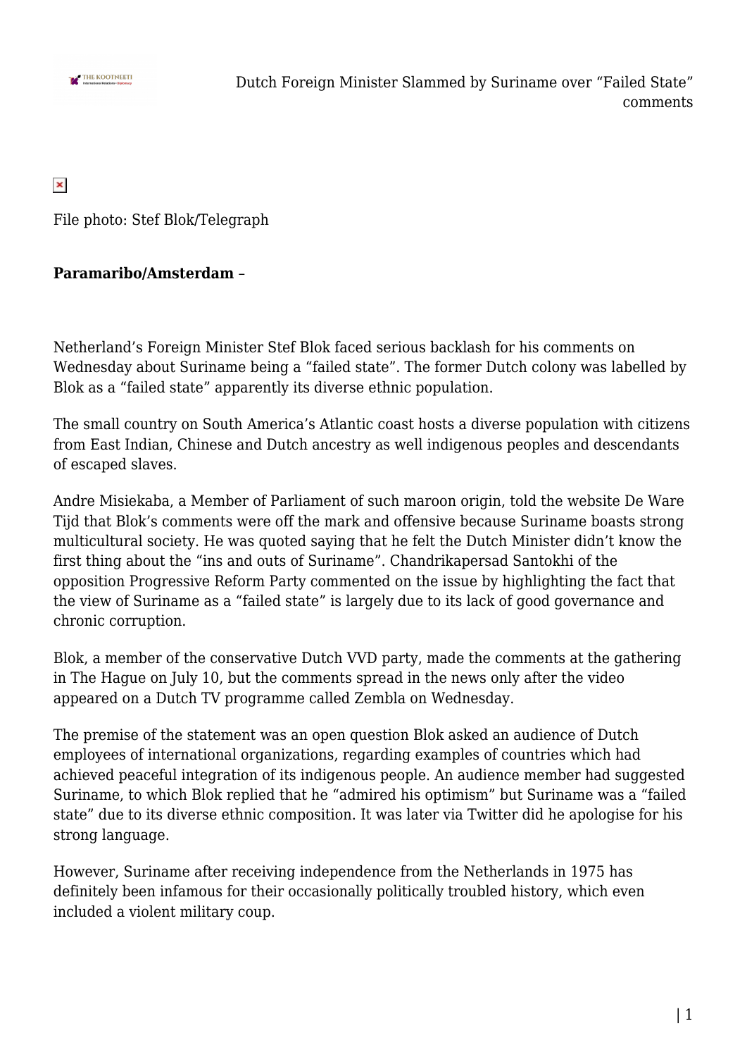File photo: Stef Blok/Telegraph

**Paramaribo/Amsterdam** –

Netherland's Foreign Minister Stef Blok faced serious backlash for his comments on Wednesday about Suriname being a "failed state". The former Dutch colony was labelled by Blok as a "failed state" apparently its diverse ethnic population.

The small country on South America's Atlantic coast hosts a diverse population with citizens from East Indian, Chinese and Dutch ancestry as well indigenous peoples and descendants of escaped slaves.

Andre Misiekaba, a Member of Parliament of such maroon origin, told the website De Ware Tijd that Blok's comments were off the mark and offensive because Suriname boasts strong multicultural society. He was quoted saying that he felt the Dutch Minister didn't know the first thing about the "ins and outs of Suriname". Chandrikapersad Santokhi of the opposition Progressive Reform Party commented on the issue by highlighting the fact that the view of Suriname as a "failed state" is largely due to its lack of good governance and chronic corruption.

Blok, a member of the conservative Dutch VVD party, made the comments at the gathering in The Hague on July 10, but the comments spread in the news only after the video appeared on a Dutch TV programme called Zembla on Wednesday.

The premise of the statement was an open question Blok asked an audience of Dutch employees of international organizations, regarding examples of countries which had achieved peaceful integration of its indigenous people. An audience member had suggested Suriname, to which Blok replied that he "admired his optimism" but Suriname was a "failed state" due to its diverse ethnic composition. It was later via Twitter did he apologise for his strong language.

However, Suriname after receiving independence from the Netherlands in 1975 has definitely been infamous for their occasionally politically troubled history, which even included a violent military coup.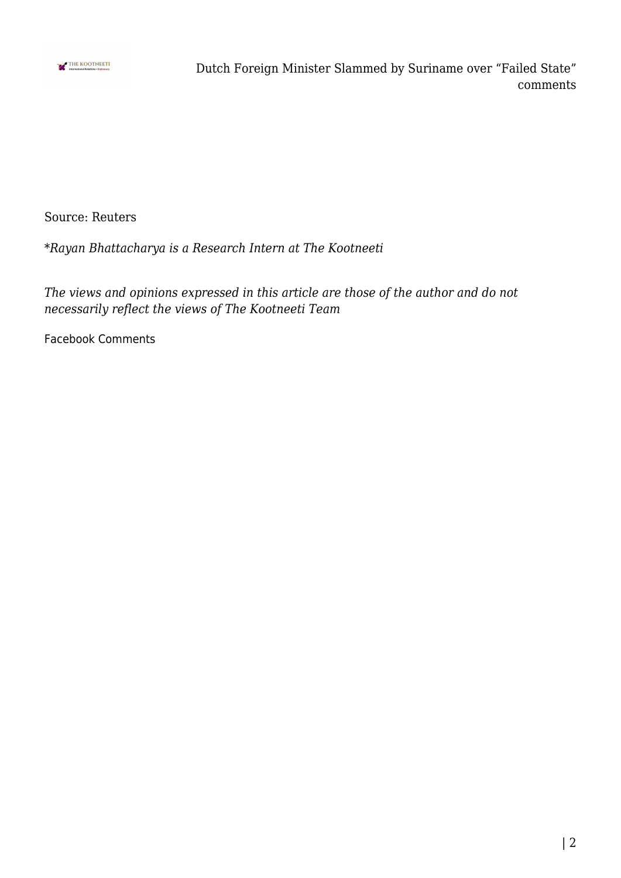Source: Reuters

**Rayan Bhattacharya is a Research Intern at The Kootneeti*

*The views and opinions expressed in this article are those of the author and do not necessarily reflect the views of The Kootneeti Team*

Facebook Comments